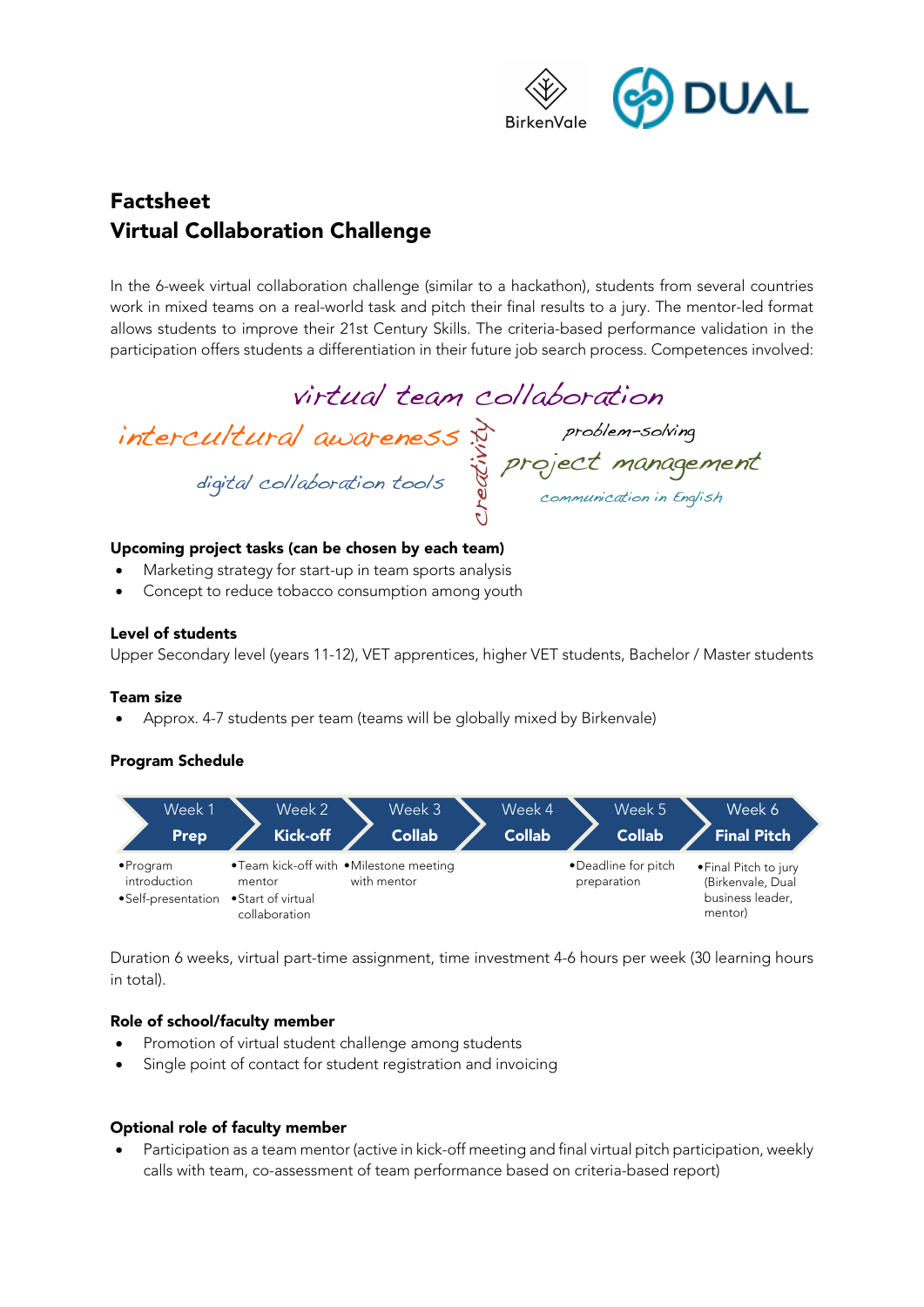# Factsheet
# Virtual Collaboration Challenge

In the 6-week virtual collaboration challenge (similar to a hackathon), students from several countries work in mixed teams on a real-world task and pitch their final results to a jury. The mentor-led format allows students to improve their 21st Century Skills. The criteria-based performance validation in the participation offers students a differentiation in their future job search process. Competences involved:

virtual team collaboration
intercultural awareness
creativity
problem-solving
project management
digital collaboration tools
communication in English

### Upcoming project tasks (can be chosen by each team)

- Marketing strategy for start-up in team sports analysis
- Concept to reduce tobacco consumption among youth

### Level of students

Upper Secondary level (years 11-12), VET apprentices, higher VET students, Bachelor / Master students

### Team size

- Approx. 4-7 students per team (teams will be globally mixed by Birkenvale)

### Program Schedule

| Week 1 Prep | Week 2 Kick-off | Week 3 Collab | Week 4 Collab | Week 5 Collab | Week 6 Final Pitch |
|---|---|---|---|---|---|
| • Program introduction<br>• Self-presentation | • Team kick-off with mentor<br>• Start of virtual collaboration | • Milestone meeting with mentor | | • Deadline for pitch preparation | • Final Pitch to jury (Birkenvale, Dual business leader, mentor) |

Duration 6 weeks, virtual part-time assignment, time investment 4-6 hours per week (30 learning hours in total).

### Role of school/faculty member

- Promotion of virtual student challenge among students
- Single point of contact for student registration and invoicing

### Optional role of faculty member

- Participation as a team mentor (active in kick-off meeting and final virtual pitch participation, weekly calls with team, co-assessment of team performance based on criteria-based report)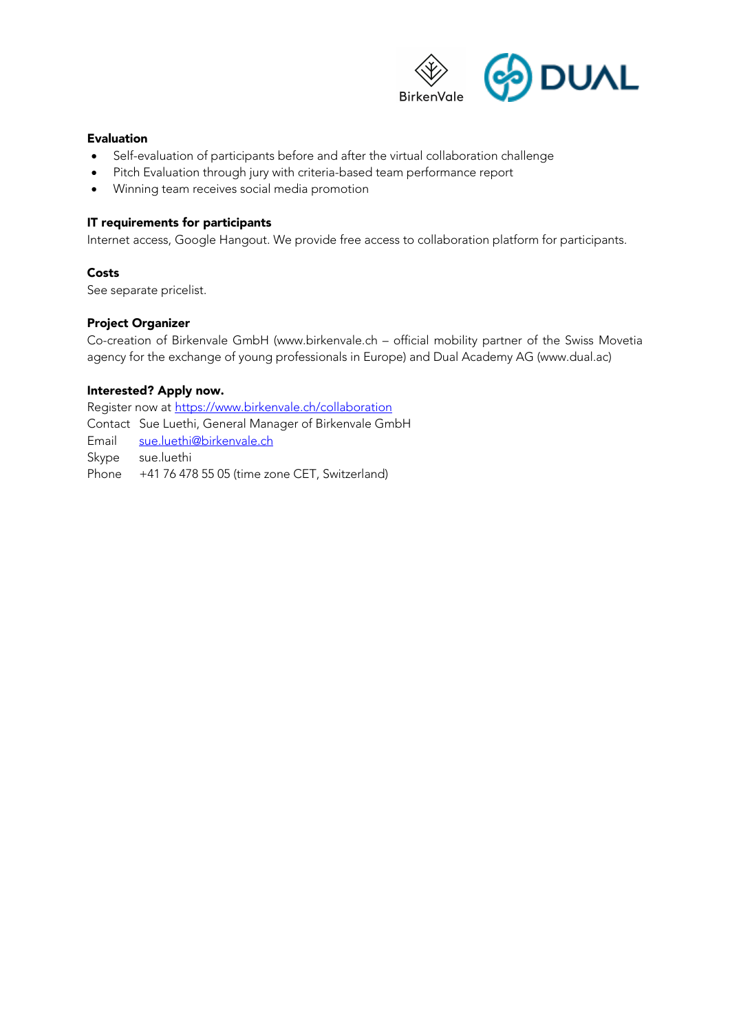**Evaluation**

- Self-evaluation of participants before and after the virtual collaboration challenge
- Pitch Evaluation through jury with criteria-based team performance report
- Winning team receives social media promotion

**IT requirements for participants**

Internet access, Google Hangout. We provide free access to collaboration platform for participants.

**Costs**

See separate pricelist.

**Project Organizer**

Co-creation of Birkenvale GmbH (www.birkenvale.ch – official mobility partner of the Swiss Movetia agency for the exchange of young professionals in Europe) and Dual Academy AG (www.dual.ac)

**Interested? Apply now.**

Register now at https://www.birkenvale.ch/collaboration

| | |
|---|---|
| Contact | Sue Luethi, General Manager of Birkenvale GmbH |
| Email | sue.luethi@birkenvale.ch |
| Skype | sue.luethi |
| Phone | +41 76 478 55 05 (time zone CET, Switzerland) |